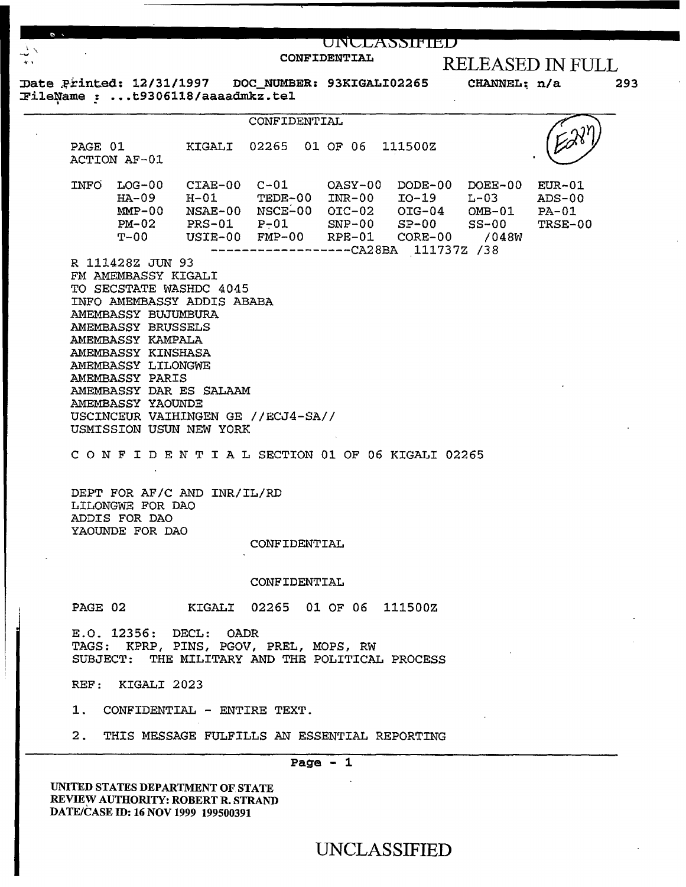UNCLASSIFIED

CONFIDENTIAL

RELEASED IN FULL

Date Printed: 12/31/1997 DOC_NUMBER: 93KIGALI02265 CHANNEL: n/a 293

FileName : ...t9306118/aaaadmkz.tel

CONFIDENTIAL

E287

PAGE 01 KIGALI 02265 01 OF 06 111500Z
ACTION AF-01

| INFO | LOG-00 | CIAE-00 | C-01 | OASY-00 | DODE-00 | DOEE-00 | EUR-01 |
|---|---|---|---|---|---|---|---|
| | HA-09 | H-01 | TEDE-00 | INR-00 | IO-19 | L-03 | ADS-00 |
| | MMP-00 | NSAE-00 | NSCE-00 | OIC-02 | OIG-04 | OMB-01 | PA-01 |
| | PM-02 | PRS-01 | P-01 | SNP-00 | SP-00 | SS-00 | TRSE-00 |
| | T-00 | USIE-00 | FMP-00 | RPE-01 | CORE-00 | /048W | |

------------------CA28BA 111737Z /38

R 111428Z JUN 93
FM AMEMBASSY KIGALI
TO SECSTATE WASHDC 4045
INFO AMEMBASSY ADDIS ABABA
AMEMBASSY BUJUMBURA
AMEMBASSY BRUSSELS
AMEMBASSY KAMPALA
AMEMBASSY KINSHASA
AMEMBASSY LILONGWE
AMEMBASSY PARIS
AMEMBASSY DAR ES SALAAM
AMEMBASSY YAOUNDE
USCINCEUR VAIHINGEN GE //ECJ4-SA//
USMISSION USUN NEW YORK

C O N F I D E N T I A L SECTION 01 OF 06 KIGALI 02265

DEPT FOR AF/C AND INR/IL/RD
LILONGWE FOR DAO
ADDIS FOR DAO
YAOUNDE FOR DAO

CONFIDENTIAL

CONFIDENTIAL

PAGE 02 KIGALI 02265 01 OF 06 111500Z

E.O. 12356: DECL: OADR
TAGS: KPRP, PINS, PGOV, PREL, MOPS, RW
SUBJECT: THE MILITARY AND THE POLITICAL PROCESS

REF: KIGALI 2023

1. CONFIDENTIAL - ENTIRE TEXT.

2. THIS MESSAGE FULFILLS AN ESSENTIAL REPORTING

UNITED STATES DEPARTMENT OF STATE
REVIEW AUTHORITY: ROBERT R. STRAND
DATE/CASE ID: 16 NOV 1999 199500391

UNCLASSIFIED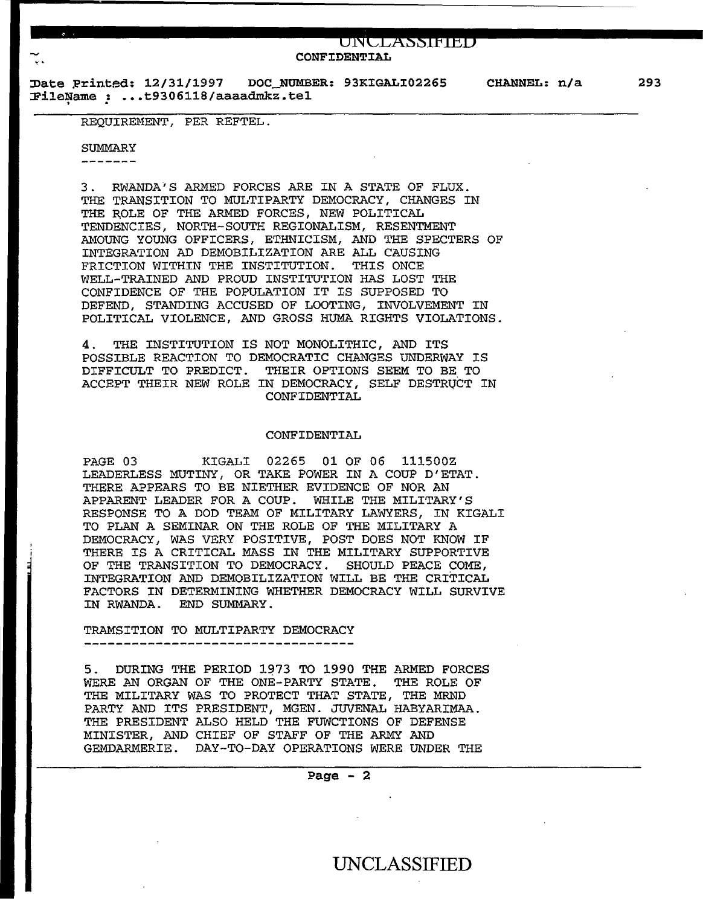REQUIREMENT, PER REFTEL.

SUMMARY
-------

3. RWANDA'S ARMED FORCES ARE IN A STATE OF FLUX. THE TRANSITION TO MULTIPARTY DEMOCRACY, CHANGES IN THE ROLE OF THE ARMED FORCES, NEW POLITICAL TENDENCIES, NORTH-SOUTH REGIONALISM, RESENTMENT AMOUNG YOUNG OFFICERS, ETHNICISM, AND THE SPECTERS OF INTEGRATION AD DEMOBILIZATION ARE ALL CAUSING FRICTION WITHIN THE INSTITUTION. THIS ONCE WELL-TRAINED AND PROUD INSTITUTION HAS LOST THE CONFIDENCE OF THE POPULATION IT IS SUPPOSED TO DEFEND, STANDING ACCUSED OF LOOTING, INVOLVEMENT IN POLITICAL VIOLENCE, AND GROSS HUMA RIGHTS VIOLATIONS.

4. THE INSTITUTION IS NOT MONOLITHIC, AND ITS POSSIBLE REACTION TO DEMOCRATIC CHANGES UNDERWAY IS DIFFICULT TO PREDICT. THEIR OPTIONS SEEM TO BE TO ACCEPT THEIR NEW ROLE IN DEMOCRACY, SELF DESTRUCT IN LEADERLESS MUTINY, OR TAKE POWER IN A COUP D'ETAT. THERE APPEARS TO BE NIETHER EVIDENCE OF NOR AN APPARENT LEADER FOR A COUP. WHILE THE MILITARY'S RESPONSE TO A DOD TEAM OF MILITARY LAWYERS, IN KIGALI TO PLAN A SEMINAR ON THE ROLE OF THE MILITARY A DEMOCRACY, WAS VERY POSITIVE, POST DOES NOT KNOW IF THERE IS A CRITICAL MASS IN THE MILITARY SUPPORTIVE OF THE TRANSITION TO DEMOCRACY. SHOULD PEACE COME, INTEGRATION AND DEMOBILIZATION WILL BE THE CRITICAL FACTORS IN DETERMINING WHETHER DEMOCRACY WILL SURVIVE IN RWANDA. END SUMMARY.

TRAMSITION TO MULTIPARTY DEMOCRACY
----------------------------------

5. DURING THE PERIOD 1973 TO 1990 THE ARMED FORCES WERE AN ORGAN OF THE ONE-PARTY STATE. THE ROLE OF THE MILITARY WAS TO PROTECT THAT STATE, THE MRND PARTY AND ITS PRESIDENT, MGEN. JUVENAL HABYARIMAA. THE PRESIDENT ALSO HELD THE FUWCTIONS OF DEFENSE MINISTER, AND CHIEF OF STAFF OF THE ARMY AND GEMDARMERIE. DAY-TO-DAY OPERATIONS WERE UNDER THE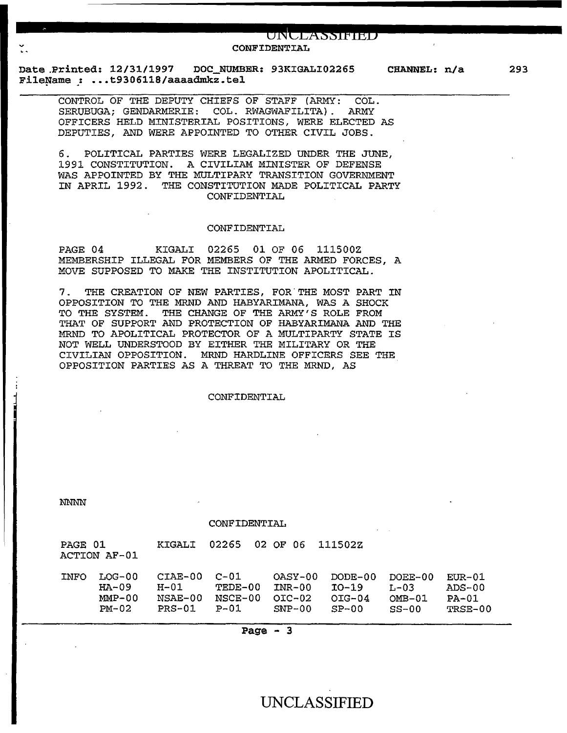CONTROL OF THE DEPUTY CHIEFS OF STAFF (ARMY: COL. SERUBUGA; GENDARMERIE: COL. RWAGWAFILITA). ARMY OFFICERS HELD MINISTERIAL POSITIONS, WERE ELECTED AS DEPUTIES, AND WERE APPOINTED TO OTHER CIVIL JOBS.

6. POLITICAL PARTIES WERE LEGALIZED UNDER THE JUNE, 1991 CONSTITUTION. A CIVILIAM MINISTER OF DEFENSE WAS APPOINTED BY THE MULTIPARY TRANSITION GOVERNMENT IN APRIL 1992. THE CONSTITUTION MADE POLITICAL PARTY

CONFIDENTIAL

CONFIDENTIAL

PAGE 04 KIGALI 02265 01 OF 06 111500Z

MEMBERSHIP ILLEGAL FOR MEMBERS OF THE ARMED FORCES, A MOVE SUPPOSED TO MAKE THE INSTITUTION APOLITICAL.

7. THE CREATION OF NEW PARTIES, FOR THE MOST PART IN OPPOSITION TO THE MRND AND HABYARIMANA, WAS A SHOCK TO THE SYSTEM. THE CHANGE OF THE ARMY'S ROLE FROM THAT OF SUPPORT AND PROTECTION OF HABYARIMANA AND THE MRND TO APOLITICAL PROTECTOR OF A MULTIPARTY STATE IS NOT WELL UNDERSTOOD BY EITHER THE MILITARY OR THE CIVILIAN OPPOSITION. MRND HARDLINE OFFICERS SEE THE OPPOSITION PARTIES AS A THREAT TO THE MRND, AS

CONFIDENTIAL

NNNN

CONFIDENTIAL

PAGE 01 KIGALI 02265 02 OF 06 111502Z

ACTION AF-01

| INFO | LOG-00 | CIAE-00 | C-01 | OASY-00 | DODE-00 | DOEE-00 | EUR-01 |
|---|---|---|---|---|---|---|---|
| | HA-09 | H-01 | TEDE-00 | INR-00 | IO-19 | L-03 | ADS-00 |
| | MMP-00 | NSAE-00 | NSCE-00 | OIC-02 | OIG-04 | OMB-01 | PA-01 |
| | PM-02 | PRS-01 | P-01 | SNP-00 | SP-00 | SS-00 | TRSE-00 |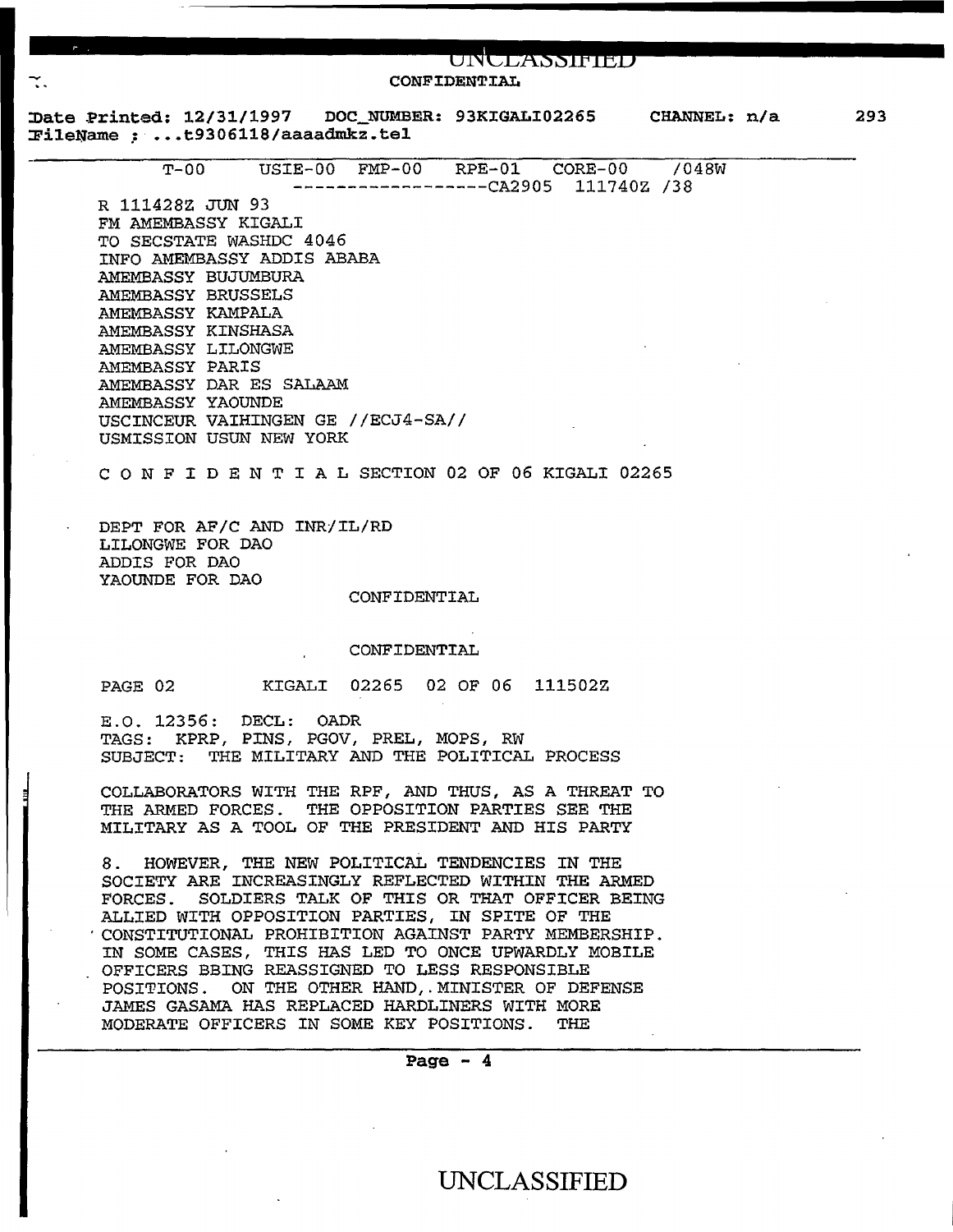CONFIDENTIAL

Date Printed: 12/31/1997 DOC_NUMBER: 93KIGALI02265 CHANNEL: n/a 293
FileName : ...t9306118/aaaadmkz.tel

T-00 USIE-00 FMP-00 RPE-01 CORE-00 /048W
------------------CA2905 111740Z /38

R 111428Z JUN 93
FM AMEMBASSY KIGALI
TO SECSTATE WASHDC 4046
INFO AMEMBASSY ADDIS ABABA
AMEMBASSY BUJUMBURA
AMEMBASSY BRUSSELS
AMEMBASSY KAMPALA
AMEMBASSY KINSHASA
AMEMBASSY LILONGWE
AMEMBASSY PARIS
AMEMBASSY DAR ES SALAAM
AMEMBASSY YAOUNDE
USCINCEUR VAIHINGEN GE //ECJ4-SA//
USMISSION USUN NEW YORK

C O N F I D E N T I A L SECTION 02 OF 06 KIGALI 02265

DEPT FOR AF/C AND INR/IL/RD
LILONGWE FOR DAO
ADDIS FOR DAO
YAOUNDE FOR DAO

CONFIDENTIAL

CONFIDENTIAL

PAGE 02 KIGALI 02265 02 OF 06 111502Z

E.O. 12356: DECL: OADR
TAGS: KPRP, PINS, PGOV, PREL, MOPS, RW
SUBJECT: THE MILITARY AND THE POLITICAL PROCESS

COLLABORATORS WITH THE RPF, AND THUS, AS A THREAT TO THE ARMED FORCES. THE OPPOSITION PARTIES SEE THE MILITARY AS A TOOL OF THE PRESIDENT AND HIS PARTY

8. HOWEVER, THE NEW POLITICAL TENDENCIES IN THE SOCIETY ARE INCREASINGLY REFLECTED WITHIN THE ARMED FORCES. SOLDIERS TALK OF THIS OR THAT OFFICER BEING ALLIED WITH OPPOSITION PARTIES, IN SPITE OF THE CONSTITUTIONAL PROHIBITION AGAINST PARTY MEMBERSHIP. IN SOME CASES, THIS HAS LED TO ONCE UPWARDLY MOBILE OFFICERS BBING REASSIGNED TO LESS RESPONSIBLE POSITIONS. ON THE OTHER HAND,.MINISTER OF DEFENSE JAMES GASAMA HAS REPLACED HARDLINERS WITH MORE MODERATE OFFICERS IN SOME KEY POSITIONS. THE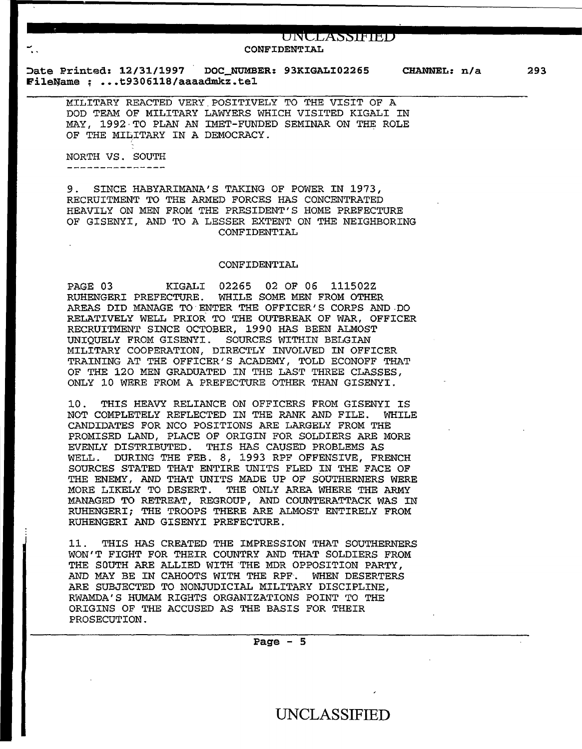MILITARY REACTED VERY POSITIVELY TO THE VISIT OF A DOD TEAM OF MILITARY LAWYERS WHICH VISITED KIGALI IN MAY, 1992 TO PLAN AN IMET-FUNDED SEMINAR ON THE ROLE OF THE MILITARY IN A DEMOCRACY.

NORTH VS. SOUTH
---------------

9. SINCE HABYARIMANA'S TAKING OF POWER IN 1973, RECRUITMENT TO THE ARMED FORCES HAS CONCENTRATED HEAVILY ON MEN FROM THE PRESIDENT'S HOME PREFECTURE OF GISENYI, AND TO A LESSER EXTENT ON THE NEIGHBORING RUHENGERI PREFECTURE. WHILE SOME MEN FROM OTHER AREAS DID MANAGE TO ENTER THE OFFICER'S CORPS AND DO RELATIVELY WELL PRIOR TO THE OUTBREAK OF WAR, OFFICER RECRUITMENT SINCE OCTOBER, 1990 HAS BEEN ALMOST UNIQUELY FROM GISENYI. SOURCES WITHIN BELGIAN MILITARY COOPERATION, DIRECTLY INVOLVED IN OFFICER TRAINING AT THE OFFICER'S ACADEMY, TOLD ECONOFF THAT OF THE 120 MEN GRADUATED IN THE LAST THREE CLASSES, ONLY 10 WERE FROM A PREFECTURE OTHER THAN GISENYI.

10. THIS HEAVY RELIANCE ON OFFICERS FROM GISENYI IS NOT COMPLETELY REFLECTED IN THE RANK AND FILE. WHILE CANDIDATES FOR NCO POSITIONS ARE LARGELY FROM THE PROMISED LAND, PLACE OF ORIGIN FOR SOLDIERS ARE MORE EVENLY DISTRIBUTED. THIS HAS CAUSED PROBLEMS AS WELL. DURING THE FEB. 8, 1993 RPF OFFENSIVE, FRENCH SOURCES STATED THAT ENTIRE UNITS FLED IN THE FACE OF THE ENEMY, AND THAT UNITS MADE UP OF SOUTHERNERS WERE MORE LIKELY TO DESERT. THE ONLY AREA WHERE THE ARMY MANAGED TO RETREAT, REGROUP, AND COUNTERATTACK WAS IN RUHENGERI; THE TROOPS THERE ARE ALMOST ENTIRELY FROM RUHENGERI AND GISENYI PREFECTURE.

11. THIS HAS CREATED THE IMPRESSION THAT SOUTHERNERS WON'T FIGHT FOR THEIR COUNTRY AND THAT SOLDIERS FROM THE SOUTH ARE ALLIED WITH THE MDR OPPOSITION PARTY, AND MAY BE IN CAHOOTS WITH THE RPF. WHEN DESERTERS ARE SUBJECTED TO NONJUDICIAL MILITARY DISCIPLINE, RWAMDA'S HUMAM RIGHTS ORGANIZATIONS POINT TO THE ORIGINS OF THE ACCUSED AS THE BASIS FOR THEIR PROSECUTION.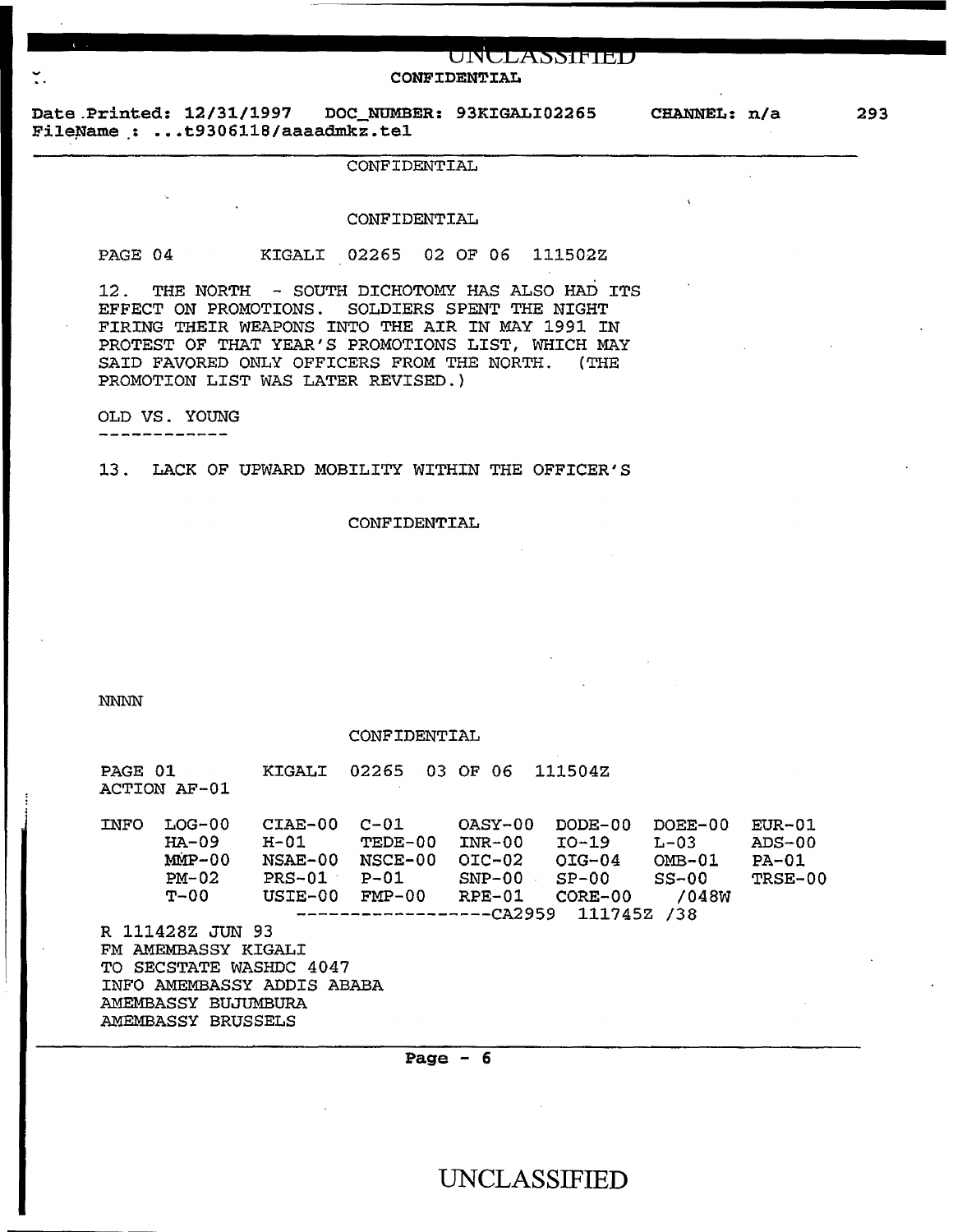CONFIDENTIAL

Date Printed: 12/31/1997 DOC_NUMBER: 93KIGALI02265 CHANNEL: n/a
FileName : ...t9306118/aaaadmkz.tel

CONFIDENTIAL

CONFIDENTIAL

PAGE 04 KIGALI 02265 02 OF 06 111502Z

12. THE NORTH - SOUTH DICHOTOMY HAS ALSO HAD ITS EFFECT ON PROMOTIONS. SOLDIERS SPENT THE NIGHT FIRING THEIR WEAPONS INTO THE AIR IN MAY 1991 IN PROTEST OF THAT YEAR'S PROMOTIONS LIST, WHICH MAY SAID FAVORED ONLY OFFICERS FROM THE NORTH. (THE PROMOTION LIST WAS LATER REVISED.)

OLD VS. YOUNG
------------

13. LACK OF UPWARD MOBILITY WITHIN THE OFFICER'S

CONFIDENTIAL

NNNN

CONFIDENTIAL

PAGE 01 KIGALI 02265 03 OF 06 111504Z
ACTION AF-01

```
INFO  LOG-00   CIAE-00  C-01     OASY-00  DODE-00  DOEE-00  EUR-01
      HA-09    H-01     TEDE-00  INR-00   IO-19    L-03     ADS-00
      MMP-00   NSAE-00  NSCE-00  OIC-02   OIG-04   OMB-01   PA-01
      PM-02    PRS-01   P-01     SNP-00   SP-00    SS-00    TRSE-00
      T-00     USIE-00  FMP-00   RPE-01   CORE-00   /048W
                    ------------------CA2959  111745Z /38
```

R 111428Z JUN 93
FM AMEMBASSY KIGALI
TO SECSTATE WASHDC 4047
INFO AMEMBASSY ADDIS ABABA
AMEMBASSY BUJUMBURA
AMEMBASSY BRUSSELS

UNCLASSIFIED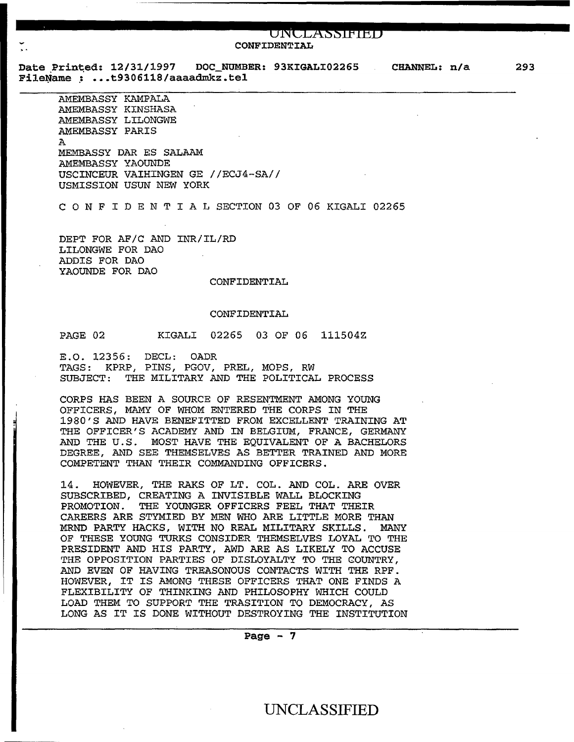AMEMBASSY KAMPALA
AMEMBASSY KINSHASA
AMEMBASSY LILONGWE
AMEMBASSY PARIS
A
MEMBASSY DAR ES SALAAM
AMEMBASSY YAOUNDE
USCINCEUR VAIHINGEN GE //ECJ4-SA//
USMISSION USUN NEW YORK

C O N F I D E N T I A L SECTION 03 OF 06 KIGALI 02265

DEPT FOR AF/C AND INR/IL/RD
LILONGWE FOR DAO
ADDIS FOR DAO
YAOUNDE FOR DAO

CONFIDENTIAL

CONFIDENTIAL

PAGE 02 KIGALI 02265 03 OF 06 111504Z

E.O. 12356: DECL: OADR
TAGS: KPRP, PINS, PGOV, PREL, MOPS, RW
SUBJECT: THE MILITARY AND THE POLITICAL PROCESS

CORPS HAS BEEN A SOURCE OF RESENTMENT AMONG YOUNG OFFICERS, MAMY OF WHOM ENTERED THE CORPS IN THE 1980'S AND HAVE BENEFITTED FROM EXCELLENT TRAINING AT THE OFFICER'S ACADEMY AND IN BELGIUM, FRANCE, GERMANY AND THE U.S. MOST HAVE THE EQUIVALENT OF A BACHELORS DEGREE, AND SEE THEMSELVES AS BETTER TRAINED AND MORE COMPETENT THAN THEIR COMMANDING OFFICERS.

14. HOWEVER, THE RAKS OF LT. COL. AND COL. ARE OVER SUBSCRIBED, CREATING A INVISIBLE WALL BLOCKING PROMOTION. THE YOUNGER OFFICERS FEEL THAT THEIR CAREERS ARE STYMIED BY MEN WHO ARE LITTLE MORE THAN MRND PARTY HACKS, WITH NO REAL MILITARY SKILLS. MANY OF THESE YOUNG TURKS CONSIDER THEMSELVES LOYAL TO THE PRESIDENT AND HIS PARTY, AWD ARE AS LIKELY TO ACCUSE THE OPPOSITION PARTIES OF DISLOYALTY TO THE COUNTRY, AND EVEN OF HAVING TREASONOUS CONTACTS WITH THE RPF. HOWEVER, IT IS AMONG THESE OFFICERS THAT ONE FINDS A FLEXIBILITY OF THINKING AND PHILOSOPHY WHICH COULD LOAD THEM TO SUPPORT THE TRASITION TO DEMOCRACY, AS LONG AS IT IS DONE WITHOUT DESTROYING THE INSTITUTION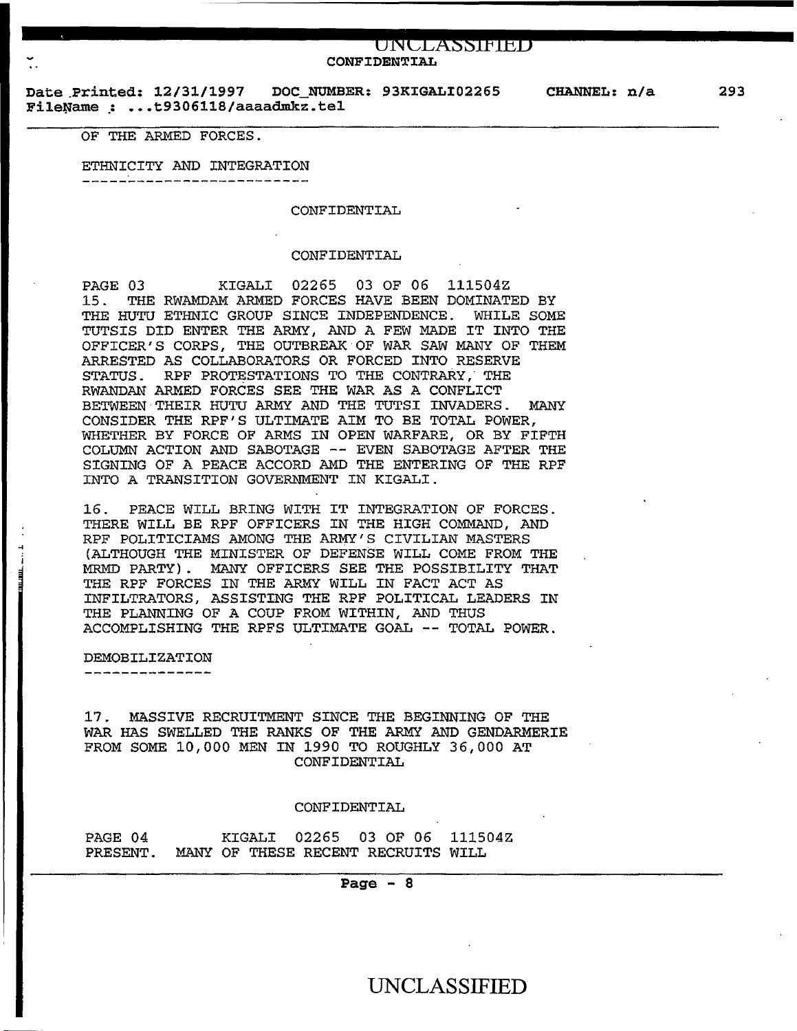OF THE ARMED FORCES.

ETHNICITY AND INTEGRATION
--------------------------

CONFIDENTIAL

CONFIDENTIAL

PAGE 03 KIGALI 02265 03 OF 06 111504Z

15. THE RWAMDAM ARMED FORCES HAVE BEEN DOMINATED BY THE HUTU ETHNIC GROUP SINCE INDEPENDENCE. WHILE SOME TUTSIS DID ENTER THE ARMY, AND A FEW MADE IT INTO THE OFFICER'S CORPS, THE OUTBREAK OF WAR SAW MANY OF THEM ARRESTED AS COLLABORATORS OR FORCED INTO RESERVE STATUS. RPF PROTESTATIONS TO THE CONTRARY, THE RWANDAN ARMED FORCES SEE THE WAR AS A CONFLICT BETWEEN THEIR HUTU ARMY AND THE TUTSI INVADERS. MANY CONSIDER THE RPF'S ULTIMATE AIM TO BE TOTAL POWER, WHETHER BY FORCE OF ARMS IN OPEN WARFARE, OR BY FIFTH COLUMN ACTION AND SABOTAGE -- EVEN SABOTAGE AFTER THE SIGNING OF A PEACE ACCORD AMD THE ENTERING OF THE RPF INTO A TRANSITION GOVERNMENT IN KIGALI.

16. PEACE WILL BRING WITH IT INTEGRATION OF FORCES. THERE WILL BE RPF OFFICERS IN THE HIGH COMMAND, AND RPF POLITICIAMS AMONG THE ARMY'S CIVILIAN MASTERS (ALTHOUGH THE MINISTER OF DEFENSE WILL COME FROM THE MRMD PARTY). MANY OFFICERS SEE THE POSSIBILITY THAT THE RPF FORCES IN THE ARMY WILL IN FACT ACT AS INFILTRATORS, ASSISTING THE RPF POLITICAL LEADERS IN THE PLANNING OF A COUP FROM WITHIN, AND THUS ACCOMPLISHING THE RPFS ULTIMATE GOAL -- TOTAL POWER.

DEMOBILIZATION
--------------

17. MASSIVE RECRUITMENT SINCE THE BEGINNING OF THE WAR HAS SWELLED THE RANKS OF THE ARMY AND GENDARMERIE FROM SOME 10,000 MEN IN 1990 TO ROUGHLY 36,000 AT

CONFIDENTIAL

CONFIDENTIAL

PAGE 04 KIGALI 02265 03 OF 06 111504Z

PRESENT. MANY OF THESE RECENT RECRUITS WILL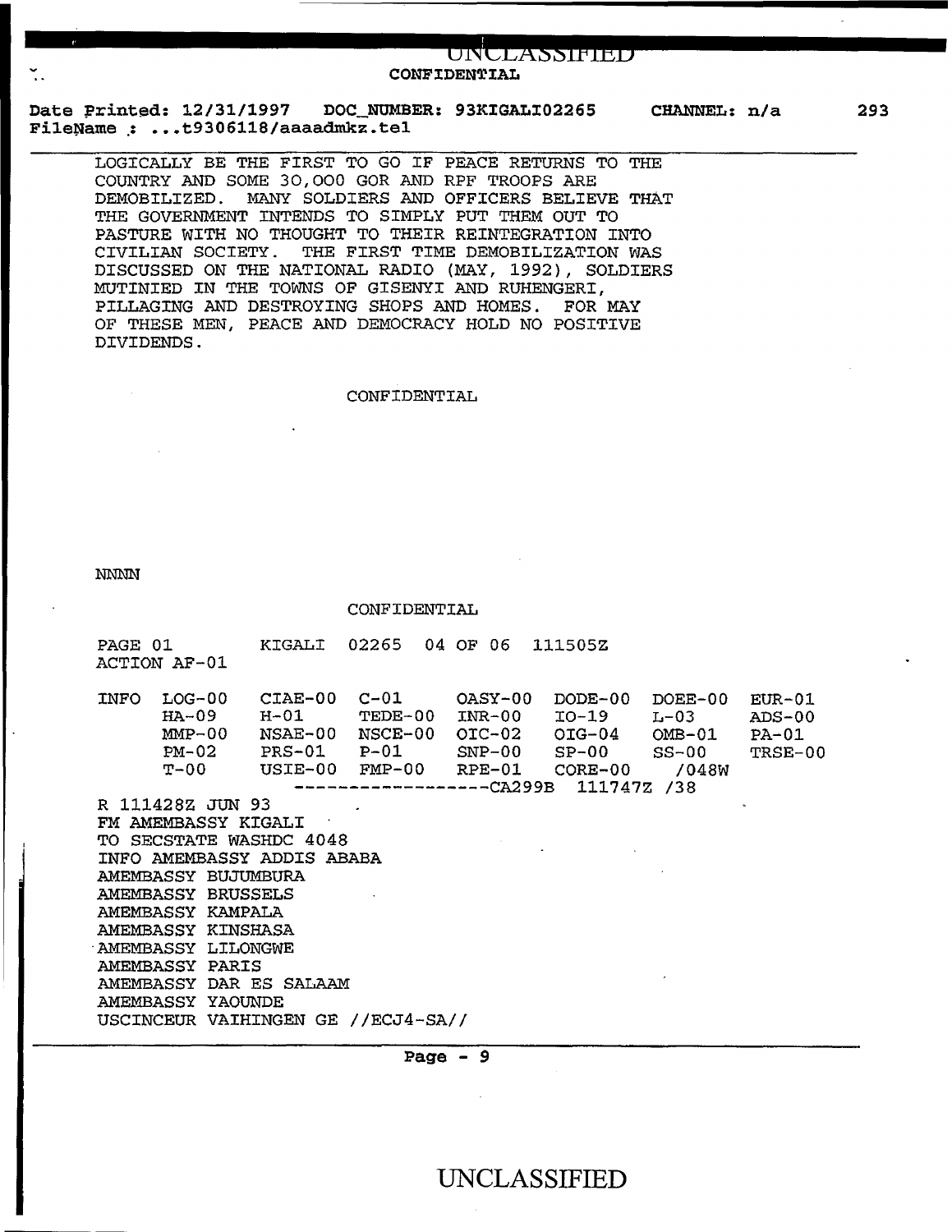LOGICALLY BE THE FIRST TO GO IF PEACE RETURNS TO THE COUNTRY AND SOME 30,000 GOR AND RPF TROOPS ARE DEMOBILIZED. MANY SOLDIERS AND OFFICERS BELIEVE THAT THE GOVERNMENT INTENDS TO SIMPLY PUT THEM OUT TO PASTURE WITH NO THOUGHT TO THEIR REINTEGRATION INTO CIVILIAN SOCIETY. THE FIRST TIME DEMOBILIZATION WAS DISCUSSED ON THE NATIONAL RADIO (MAY, 1992), SOLDIERS MUTINIED IN THE TOWNS OF GISENYI AND RUHENGERI, PILLAGING AND DESTROYING SHOPS AND HOMES. FOR MAY OF THESE MEN, PEACE AND DEMOCRACY HOLD NO POSITIVE DIVIDENDS.

CONFIDENTIAL

NNNN

CONFIDENTIAL

PAGE 01 KIGALI 02265 04 OF 06 111505Z
ACTION AF-01

```
INFO  LOG-00   CIAE-00  C-01     OASY-00  DODE-00  DOEE-00  EUR-01
      HA-09    H-01     TEDE-00  INR-00   IO-19    L-03     ADS-00
      MMP-00   NSAE-00  NSCE-00  OIC-02   OIG-04   OMB-01   PA-01
      PM-02    PRS-01   P-01     SNP-00   SP-00    SS-00    TRSE-00
      T-00     USIE-00  FMP-00   RPE-01   CORE-00   /048W
                   ------------------CA299B  111747Z /38
```

R 111428Z JUN 93
FM AMEMBASSY KIGALI
TO SECSTATE WASHDC 4048
INFO AMEMBASSY ADDIS ABABA
AMEMBASSY BUJUMBURA
AMEMBASSY BRUSSELS
AMEMBASSY KAMPALA
AMEMBASSY KINSHASA
AMEMBASSY LILONGWE
AMEMBASSY PARIS
AMEMBASSY DAR ES SALAAM
AMEMBASSY YAOUNDE
USCINCEUR VAIHINGEN GE //ECJ4-SA//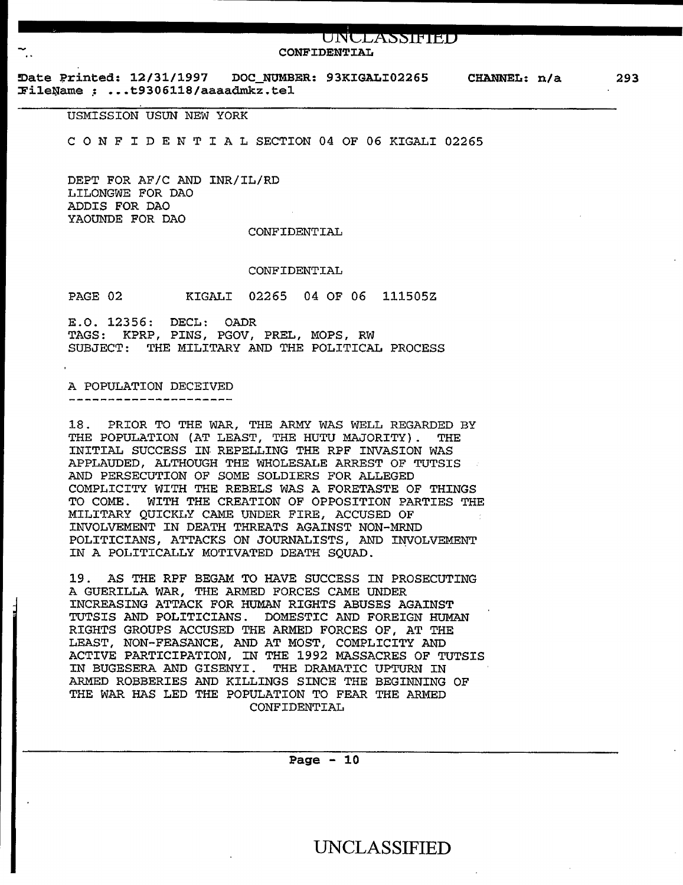USMISSION USUN NEW YORK

C O N F I D E N T I A L SECTION 04 OF 06 KIGALI 02265

DEPT FOR AF/C AND INR/IL/RD
LILONGWE FOR DAO
ADDIS FOR DAO
YAOUNDE FOR DAO

CONFIDENTIAL

CONFIDENTIAL

PAGE 02 KIGALI 02265 04 OF 06 111505Z

E.O. 12356: DECL: OADR
TAGS: KPRP, PINS, PGOV, PREL, MOPS, RW
SUBJECT: THE MILITARY AND THE POLITICAL PROCESS

A POPULATION DECEIVED
---------------------

18. PRIOR TO THE WAR, THE ARMY WAS WELL REGARDED BY THE POPULATION (AT LEAST, THE HUTU MAJORITY). THE INITIAL SUCCESS IN REPELLING THE RPF INVASION WAS APPLAUDED, ALTHOUGH THE WHOLESALE ARREST OF TUTSIS AND PERSECUTION OF SOME SOLDIERS FOR ALLEGED COMPLICITY WITH THE REBELS WAS A FORETASTE OF THINGS TO COME. WITH THE CREATION OF OPPOSITION PARTIES THE MILITARY QUICKLY CAME UNDER FIRE, ACCUSED OF INVOLVEMENT IN DEATH THREATS AGAINST NON-MRND POLITICIANS, ATTACKS ON JOURNALISTS, AND INVOLVEMENT IN A POLITICALLY MOTIVATED DEATH SQUAD.

19. AS THE RPF BEGAM TO HAVE SUCCESS IN PROSECUTING A GUERILLA WAR, THE ARMED FORCES CAME UNDER INCREASING ATTACK FOR HUMAN RIGHTS ABUSES AGAINST TUTSIS AND POLITICIANS. DOMESTIC AND FOREIGN HUMAN RIGHTS GROUPS ACCUSED THE ARMED FORCES OF, AT THE LEAST, NON-FEASANCE, AND AT MOST, COMPLICITY AND ACTIVE PARTICIPATION, IN THE 1992 MASSACRES OF TUTSIS IN BUGESERA AND GISENYI. THE DRAMATIC UPTURN IN ARMED ROBBERIES AND KILLINGS SINCE THE BEGINNING OF THE WAR HAS LED THE POPULATION TO FEAR THE ARMED

CONFIDENTIAL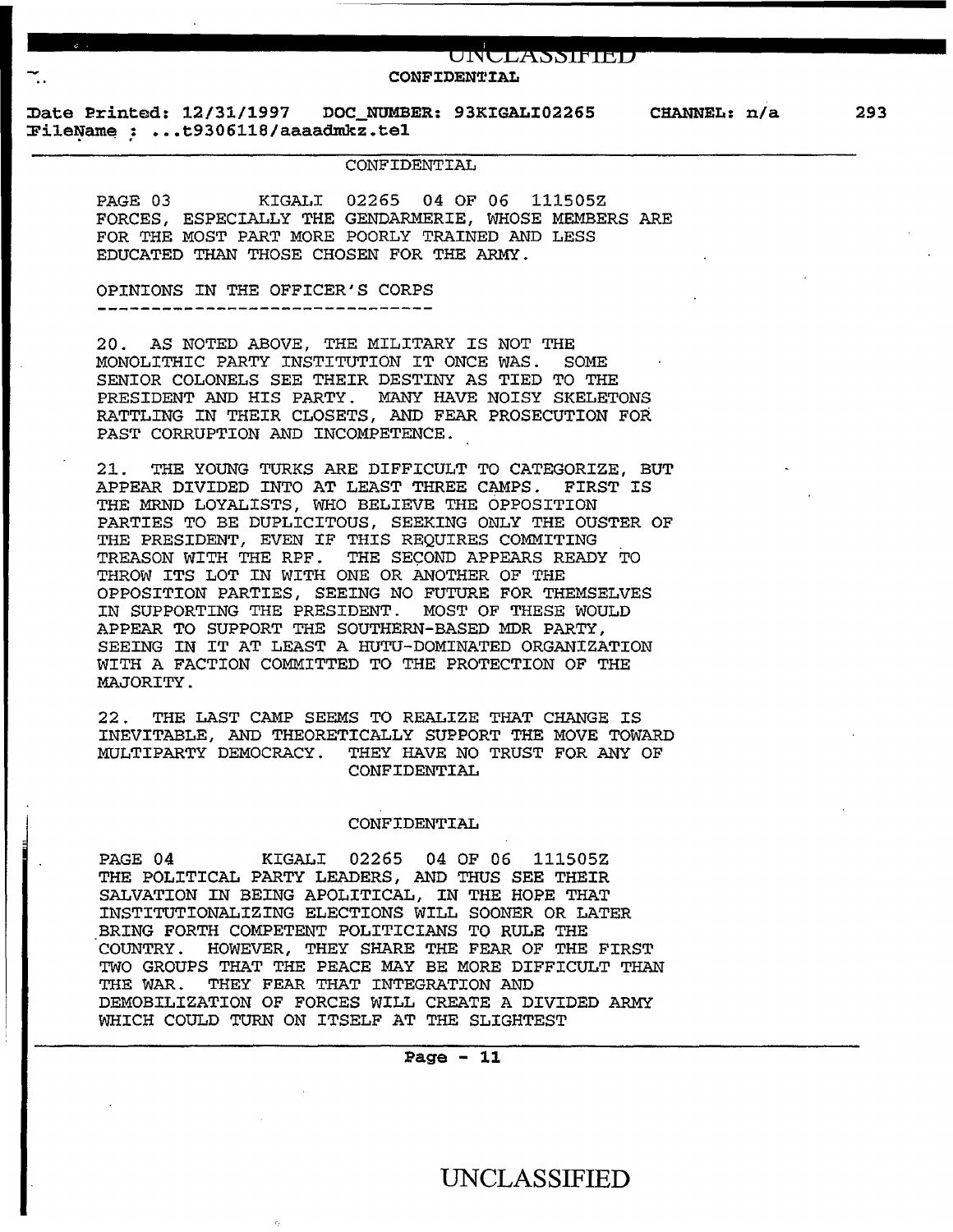PAGE 03 KIGALI 02265 04 OF 06 111505Z
FORCES, ESPECIALLY THE GENDARMERIE, WHOSE MEMBERS ARE FOR THE MOST PART MORE POORLY TRAINED AND LESS EDUCATED THAN THOSE CHOSEN FOR THE ARMY.

## OPINIONS IN THE OFFICER'S CORPS

20. AS NOTED ABOVE, THE MILITARY IS NOT THE MONOLITHIC PARTY INSTITUTION IT ONCE WAS. SOME SENIOR COLONELS SEE THEIR DESTINY AS TIED TO THE PRESIDENT AND HIS PARTY. MANY HAVE NOISY SKELETONS RATTLING IN THEIR CLOSETS, AND FEAR PROSECUTION FOR PAST CORRUPTION AND INCOMPETENCE.

21. THE YOUNG TURKS ARE DIFFICULT TO CATEGORIZE, BUT APPEAR DIVIDED INTO AT LEAST THREE CAMPS. FIRST IS THE MRND LOYALISTS, WHO BELIEVE THE OPPOSITION PARTIES TO BE DUPLICITOUS, SEEKING ONLY THE OUSTER OF THE PRESIDENT, EVEN IF THIS REQUIRES COMMITING TREASON WITH THE RPF. THE SECOND APPEARS READY TO THROW ITS LOT IN WITH ONE OR ANOTHER OF THE OPPOSITION PARTIES, SEEING NO FUTURE FOR THEMSELVES IN SUPPORTING THE PRESIDENT. MOST OF THESE WOULD APPEAR TO SUPPORT THE SOUTHERN-BASED MDR PARTY, SEEING IN IT AT LEAST A HUTU-DOMINATED ORGANIZATION WITH A FACTION COMMITTED TO THE PROTECTION OF THE MAJORITY.

22. THE LAST CAMP SEEMS TO REALIZE THAT CHANGE IS INEVITABLE, AND THEORETICALLY SUPPORT THE MOVE TOWARD MULTIPARTY DEMOCRACY. THEY HAVE NO TRUST FOR ANY OF

PAGE 04 KIGALI 02265 04 OF 06 111505Z
THE POLITICAL PARTY LEADERS, AND THUS SEE THEIR SALVATION IN BEING APOLITICAL, IN THE HOPE THAT INSTITUTIONALIZING ELECTIONS WILL SOONER OR LATER BRING FORTH COMPETENT POLITICIANS TO RULE THE COUNTRY. HOWEVER, THEY SHARE THE FEAR OF THE FIRST TWO GROUPS THAT THE PEACE MAY BE MORE DIFFICULT THAN THE WAR. THEY FEAR THAT INTEGRATION AND DEMOBILIZATION OF FORCES WILL CREATE A DIVIDED ARMY WHICH COULD TURN ON ITSELF AT THE SLIGHTEST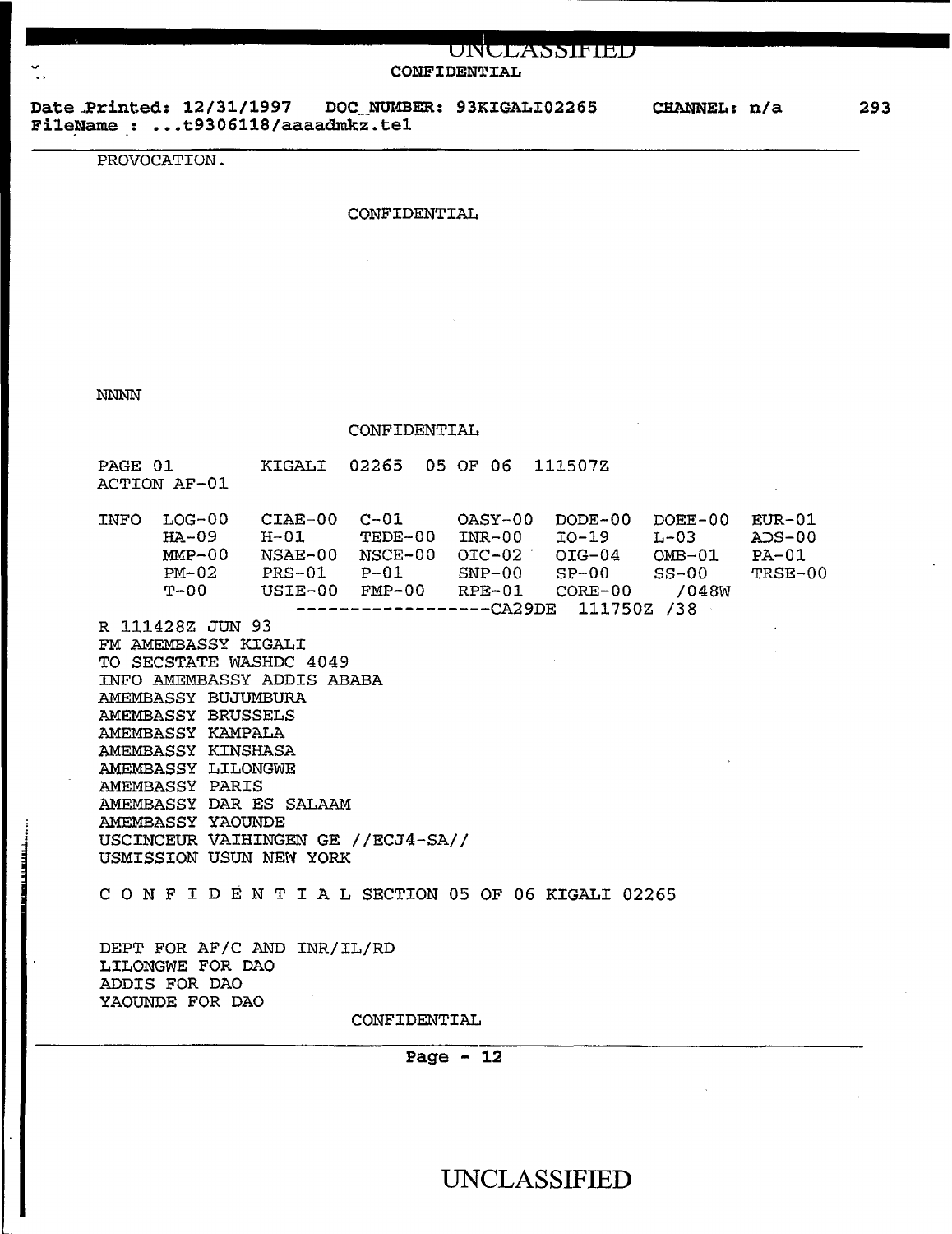PROVOCATION.

CONFIDENTIAL

NNNN

CONFIDENTIAL

PAGE 01 KIGALI 02265 05 OF 06 111507Z
ACTION AF-01

```
INFO  LOG-00    CIAE-00  C-01     OASY-00  DODE-00  DOEE-00  EUR-01
      HA-09     H-01     TEDE-00  INR-00   IO-19    L-03     ADS-00
      MMP-00    NSAE-00  NSCE-00  OIC-02   OIG-04   OMB-01   PA-01
      PM-02     PRS-01   P-01     SNP-00   SP-00    SS-00    TRSE-00
      T-00      USIE-00  FMP-00   RPE-01   CORE-00   /048W
                    ------------------CA29DE  111750Z /38
```

R 111428Z JUN 93
FM AMEMBASSY KIGALI
TO SECSTATE WASHDC 4049
INFO AMEMBASSY ADDIS ABABA
AMEMBASSY BUJUMBURA
AMEMBASSY BRUSSELS
AMEMBASSY KAMPALA
AMEMBASSY KINSHASA
AMEMBASSY LILONGWE
AMEMBASSY PARIS
AMEMBASSY DAR ES SALAAM
AMEMBASSY YAOUNDE
USCINCEUR VAIHINGEN GE //ECJ4-SA//
USMISSION USUN NEW YORK

C O N F I D E N T I A L SECTION 05 OF 06 KIGALI 02265

DEPT FOR AF/C AND INR/IL/RD
LILONGWE FOR DAO
ADDIS FOR DAO
YAOUNDE FOR DAO

CONFIDENTIAL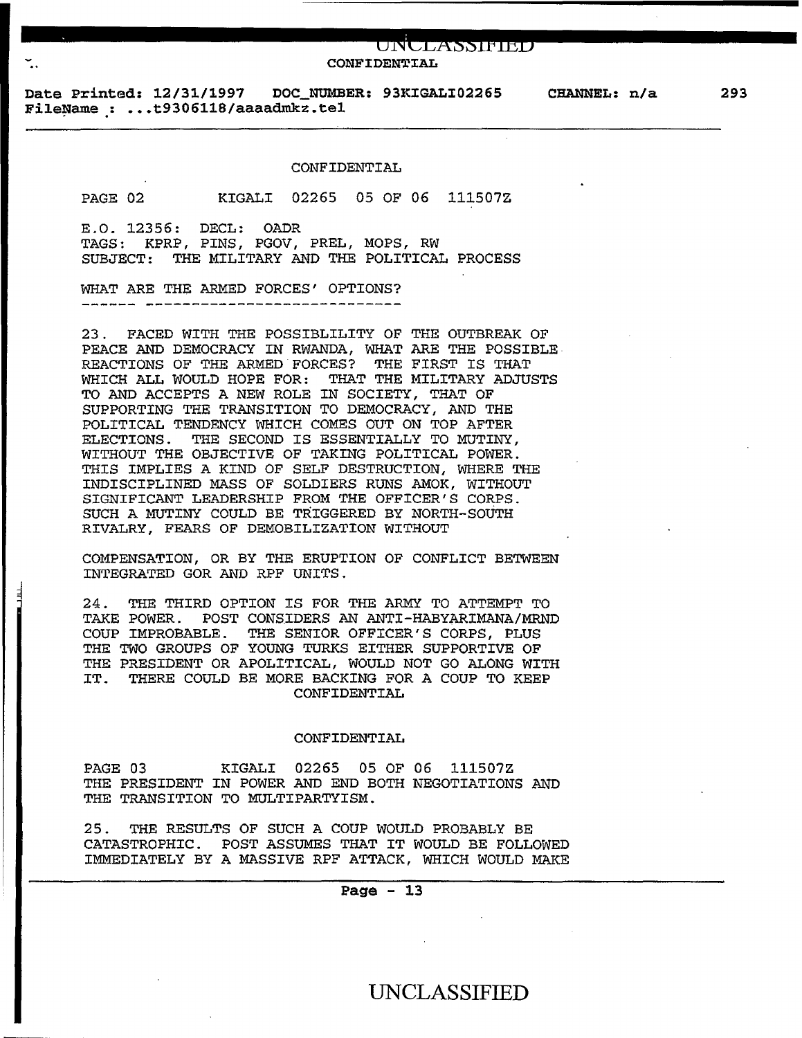CONFIDENTIAL

PAGE 02 KIGALI 02265 05 OF 06 111507Z

E.O. 12356: DECL: OADR
TAGS: KPRP, PINS, PGOV, PREL, MOPS, RW
SUBJECT: THE MILITARY AND THE POLITICAL PROCESS

WHAT ARE THE ARMED FORCES' OPTIONS?
------ ----------------------------

23. FACED WITH THE POSSIBLILITY OF THE OUTBREAK OF PEACE AND DEMOCRACY IN RWANDA, WHAT ARE THE POSSIBLE REACTIONS OF THE ARMED FORCES? THE FIRST IS THAT WHICH ALL WOULD HOPE FOR: THAT THE MILITARY ADJUSTS TO AND ACCEPTS A NEW ROLE IN SOCIETY, THAT OF SUPPORTING THE TRANSITION TO DEMOCRACY, AND THE POLITICAL TENDENCY WHICH COMES OUT ON TOP AFTER ELECTIONS. THE SECOND IS ESSENTIALLY TO MUTINY, WITHOUT THE OBJECTIVE OF TAKING POLITICAL POWER. THIS IMPLIES A KIND OF SELF DESTRUCTION, WHERE THE INDISCIPLINED MASS OF SOLDIERS RUNS AMOK, WITHOUT SIGNIFICANT LEADERSHIP FROM THE OFFICER'S CORPS. SUCH A MUTINY COULD BE TRIGGERED BY NORTH-SOUTH RIVALRY, FEARS OF DEMOBILIZATION WITHOUT COMPENSATION, OR BY THE ERUPTION OF CONFLICT BETWEEN INTEGRATED GOR AND RPF UNITS.

24. THE THIRD OPTION IS FOR THE ARMY TO ATTEMPT TO TAKE POWER. POST CONSIDERS AN ANTI-HABYARIMANA/MRND COUP IMPROBABLE. THE SENIOR OFFICER'S CORPS, PLUS THE TWO GROUPS OF YOUNG TURKS EITHER SUPPORTIVE OF THE PRESIDENT OR APOLITICAL, WOULD NOT GO ALONG WITH IT. THERE COULD BE MORE BACKING FOR A COUP TO KEEP THE PRESIDENT IN POWER AND END BOTH NEGOTIATIONS AND THE TRANSITION TO MULTIPARTYISM.

25. THE RESULTS OF SUCH A COUP WOULD PROBABLY BE CATASTROPHIC. POST ASSUMES THAT IT WOULD BE FOLLOWED IMMEDIATELY BY A MASSIVE RPF ATTACK, WHICH WOULD MAKE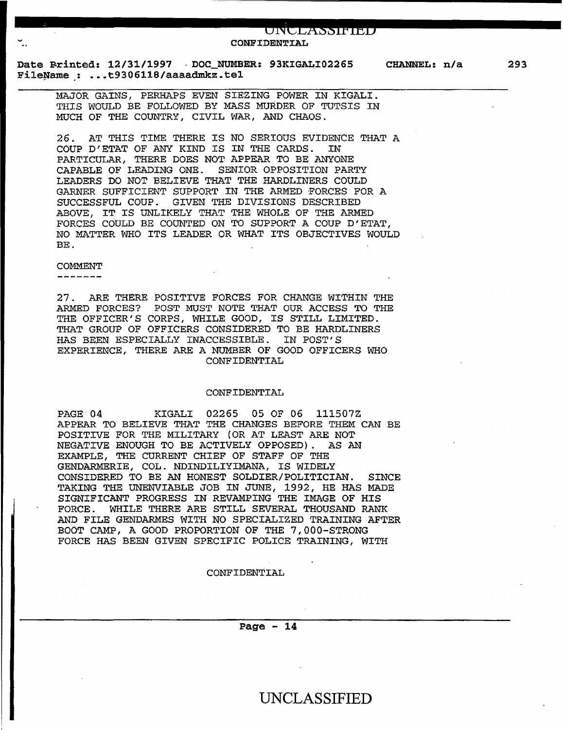MAJOR GAINS, PERHAPS EVEN SIEZING POWER IN KIGALI. THIS WOULD BE FOLLOWED BY MASS MURDER OF TUTSIS IN MUCH OF THE COUNTRY, CIVIL WAR, AND CHAOS.

26. AT THIS TIME THERE IS NO SERIOUS EVIDENCE THAT A COUP D'ETAT OF ANY KIND IS IN THE CARDS. IN PARTICULAR, THERE DOES NOT APPEAR TO BE ANYONE CAPABLE OF LEADING ONE. SENIOR OPPOSITION PARTY LEADERS DO NOT BELIEVE THAT THE HARDLINERS COULD GARNER SUFFICIENT SUPPORT IN THE ARMED FORCES FOR A SUCCESSFUL COUP. GIVEN THE DIVISIONS DESCRIBED ABOVE, IT IS UNLIKELY THAT THE WHOLE OF THE ARMED FORCES COULD BE COUNTED ON TO SUPPORT A COUP D'ETAT, NO MATTER WHO ITS LEADER OR WHAT ITS OBJECTIVES WOULD BE.

COMMENT
-------

27. ARE THERE POSITIVE FORCES FOR CHANGE WITHIN THE ARMED FORCES? POST MUST NOTE THAT OUR ACCESS TO THE THE OFFICER'S CORPS, WHILE GOOD, IS STILL LIMITED. THAT GROUP OF OFFICERS CONSIDERED TO BE HARDLINERS HAS BEEN ESPECIALLY INACCESSIBLE. IN POST'S EXPERIENCE, THERE ARE A NUMBER OF GOOD OFFICERS WHO

CONFIDENTIAL

CONFIDENTIAL

PAGE 04 KIGALI 02265 05 OF 06 111507Z

APPEAR TO BELIEVE THAT THE CHANGES BEFORE THEM CAN BE POSITIVE FOR THE MILITARY (OR AT LEAST ARE NOT NEGATIVE ENOUGH TO BE ACTIVELY OPPOSED). AS AN EXAMPLE, THE CURRENT CHIEF OF STAFF OF THE GENDARMERIE, COL. NDINDILIYIMANA, IS WIDELY CONSIDERED TO BE AN HONEST SOLDIER/POLITICIAN. SINCE TAKING THE UNENVIABLE JOB IN JUNE, 1992, HE HAS MADE SIGNIFICANT PROGRESS IN REVAMPING THE IMAGE OF HIS FORCE. WHILE THERE ARE STILL SEVERAL THOUSAND RANK AND FILE GENDARMES WITH NO SPECIALIZED TRAINING AFTER BOOT CAMP, A GOOD PROPORTION OF THE 7,000-STRONG FORCE HAS BEEN GIVEN SPECIFIC POLICE TRAINING, WITH

CONFIDENTIAL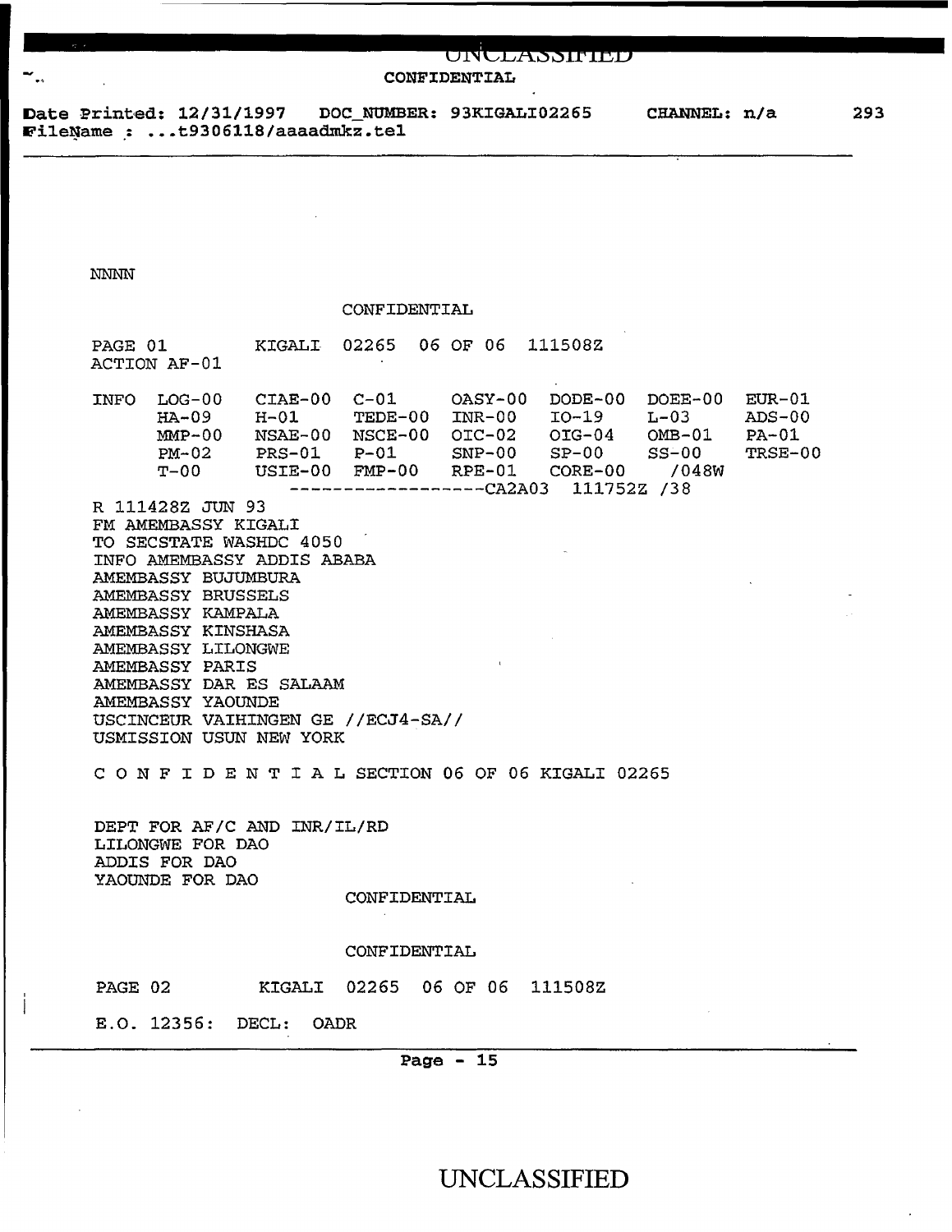CONFIDENTIAL

Date Printed: 12/31/1997 DOC_NUMBER: 93KIGALI02265 CHANNEL: n/a 293
FileName : ...t9306118/aaaadmkz.tel

NNNN

CONFIDENTIAL

PAGE 01 KIGALI 02265 06 OF 06 111508Z
ACTION AF-01

```
INFO  LOG-00    CIAE-00  C-01     OASY-00  DODE-00  DOEE-00  EUR-01
      HA-09     H-01     TEDE-00  INR-00   IO-19    L-03     ADS-00
      MMP-00    NSAE-00  NSCE-00  OIC-02   OIG-04   OMB-01   PA-01
      PM-02     PRS-01   P-01     SNP-00   SP-00    SS-00    TRSE-00
      T-00      USIE-00  FMP-00   RPE-01   CORE-00  /048W
                 ------------------CA2A03  111752Z /38
```

R 111428Z JUN 93
FM AMEMBASSY KIGALI
TO SECSTATE WASHDC 4050
INFO AMEMBASSY ADDIS ABABA
AMEMBASSY BUJUMBURA
AMEMBASSY BRUSSELS
AMEMBASSY KAMPALA
AMEMBASSY KINSHASA
AMEMBASSY LILONGWE
AMEMBASSY PARIS
AMEMBASSY DAR ES SALAAM
AMEMBASSY YAOUNDE
USCINCEUR VAIHINGEN GE //ECJ4-SA//
USMISSION USUN NEW YORK

C O N F I D E N T I A L SECTION 06 OF 06 KIGALI 02265

DEPT FOR AF/C AND INR/IL/RD
LILONGWE FOR DAO
ADDIS FOR DAO
YAOUNDE FOR DAO

CONFIDENTIAL

CONFIDENTIAL

PAGE 02 KIGALI 02265 06 OF 06 111508Z

E.O. 12356: DECL: OADR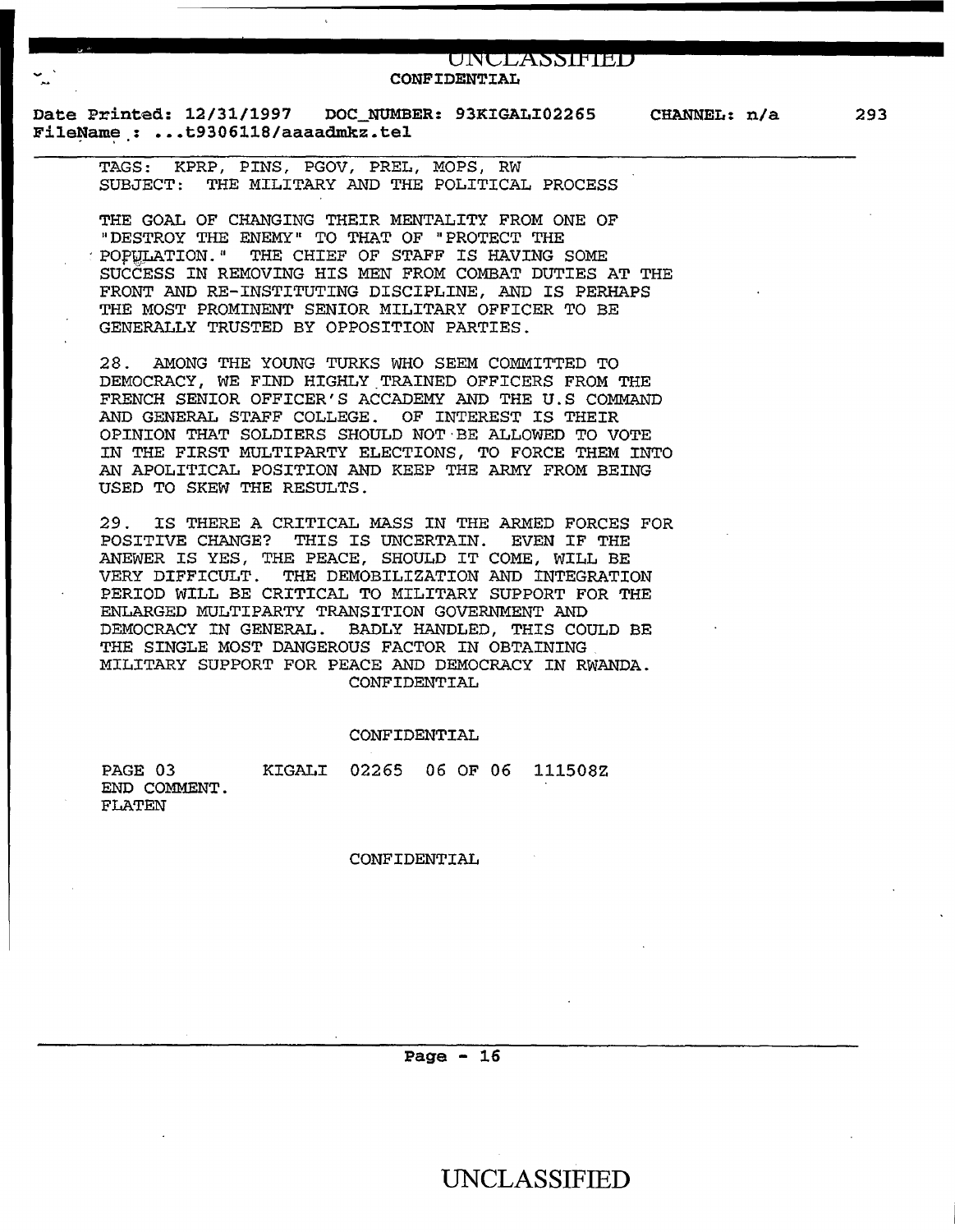TAGS: KPRP, PINS, PGOV, PREL, MOPS, RW
SUBJECT: THE MILITARY AND THE POLITICAL PROCESS

THE GOAL OF CHANGING THEIR MENTALITY FROM ONE OF "DESTROY THE ENEMY" TO THAT OF "PROTECT THE POPULATION." THE CHIEF OF STAFF IS HAVING SOME SUCCESS IN REMOVING HIS MEN FROM COMBAT DUTIES AT THE FRONT AND RE-INSTITUTING DISCIPLINE, AND IS PERHAPS THE MOST PROMINENT SENIOR MILITARY OFFICER TO BE GENERALLY TRUSTED BY OPPOSITION PARTIES.

28. AMONG THE YOUNG TURKS WHO SEEM COMMITTED TO DEMOCRACY, WE FIND HIGHLY TRAINED OFFICERS FROM THE FRENCH SENIOR OFFICER'S ACCADEMY AND THE U.S COMMAND AND GENERAL STAFF COLLEGE. OF INTEREST IS THEIR OPINION THAT SOLDIERS SHOULD NOT BE ALLOWED TO VOTE IN THE FIRST MULTIPARTY ELECTIONS, TO FORCE THEM INTO AN APOLITICAL POSITION AND KEEP THE ARMY FROM BEING USED TO SKEW THE RESULTS.

29. IS THERE A CRITICAL MASS IN THE ARMED FORCES FOR POSITIVE CHANGE? THIS IS UNCERTAIN. EVEN IF THE ANEWER IS YES, THE PEACE, SHOULD IT COME, WILL BE VERY DIFFICULT. THE DEMOBILIZATION AND INTEGRATION PERIOD WILL BE CRITICAL TO MILITARY SUPPORT FOR THE ENLARGED MULTIPARTY TRANSITION GOVERNMENT AND DEMOCRACY IN GENERAL. BADLY HANDLED, THIS COULD BE THE SINGLE MOST DANGEROUS FACTOR IN OBTAINING MILITARY SUPPORT FOR PEACE AND DEMOCRACY IN RWANDA.

CONFIDENTIAL

CONFIDENTIAL

PAGE 03 KIGALI 02265 06 OF 06 111508Z

END COMMENT.

FLATEN

CONFIDENTIAL